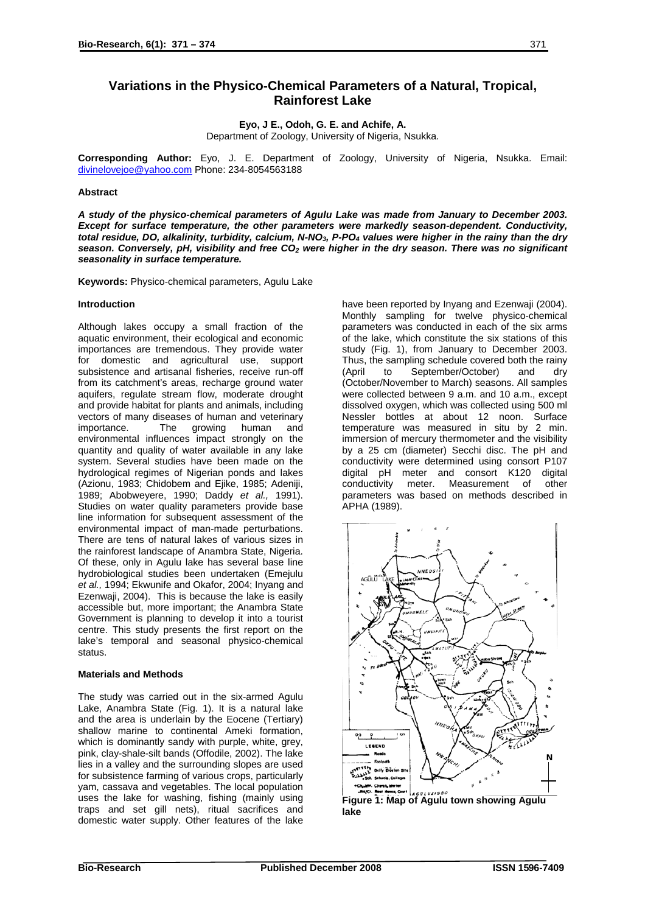# Variations in the Physico-Chemical Parameters of a Natural, Tropical, Rainforest Lake

**Eyo, J E., Odoh, G. E. and Achife, A.**
Department of Zoology, University of Nigeria, Nsukka.

**Corresponding Author:** Eyo, J. E. Department of Zoology, University of Nigeria, Nsukka. Email: divinelovejoe@yahoo.com Phone: 234-8054563188

### Abstract

***A study of the physico-chemical parameters of Agulu Lake was made from January to December 2003. Except for surface temperature, the other parameters were markedly season-dependent. Conductivity, total residue, DO, alkalinity, turbidity, calcium, N-NO$_3$, P-PO$_4$ values were higher in the rainy than the dry season. Conversely, pH, visibility and free CO$_2$ were higher in the dry season. There was no significant seasonality in surface temperature.***

**Keywords:** Physico-chemical parameters, Agulu Lake

### Introduction

Although lakes occupy a small fraction of the aquatic environment, their ecological and economic importances are tremendous. They provide water for domestic and agricultural use, support subsistence and artisanal fisheries, receive run-off from its catchment's areas, recharge ground water aquifers, regulate stream flow, moderate drought and provide habitat for plants and animals, including vectors of many diseases of human and veterinary importance. The growing human and environmental influences impact strongly on the quantity and quality of water available in any lake system. Several studies have been made on the hydrological regimes of Nigerian ponds and lakes (Azionu, 1983; Chidobem and Ejike, 1985; Adeniji, 1989; Abobweyere, 1990; Daddy *et al.,* 1991). Studies on water quality parameters provide base line information for subsequent assessment of the environmental impact of man-made perturbations. There are tens of natural lakes of various sizes in the rainforest landscape of Anambra State, Nigeria. Of these, only in Agulu lake has several base line hydrobiological studies been undertaken (Emejulu *et al.,* 1994; Ekwunife and Okafor, 2004; Inyang and Ezenwaji, 2004). This is because the lake is easily accessible but, more important; the Anambra State Government is planning to develop it into a tourist centre. This study presents the first report on the lake's temporal and seasonal physico-chemical status.

### Materials and Methods

The study was carried out in the six-armed Agulu Lake, Anambra State (Fig. 1). It is a natural lake and the area is underlain by the Eocene (Tertiary) shallow marine to continental Ameki formation, which is dominantly sandy with purple, white, grey, pink, clay-shale-silt bands (Offodile, 2002). The lake lies in a valley and the surrounding slopes are used for subsistence farming of various crops, particularly yam, cassava and vegetables. The local population uses the lake for washing, fishing (mainly using traps and set gill nets), ritual sacrifices and domestic water supply. Other features of the lake have been reported by Inyang and Ezenwaji (2004). Monthly sampling for twelve physico-chemical parameters was conducted in each of the six arms of the lake, which constitute the six stations of this study (Fig. 1), from January to December 2003. Thus, the sampling schedule covered both the rainy (April to September/October) and dry (October/November to March) seasons. All samples were collected between 9 a.m. and 10 a.m., except dissolved oxygen, which was collected using 500 ml Nessler bottles at about 12 noon. Surface temperature was measured in situ by 2 min. immersion of mercury thermometer and the visibility by a 25 cm (diameter) Secchi disc. The pH and conductivity were determined using consort P107 digital pH meter and consort K120 digital conductivity meter. Measurement of other parameters was based on methods described in APHA (1989).

**Figure 1: Map of Agulu town showing Agulu lake**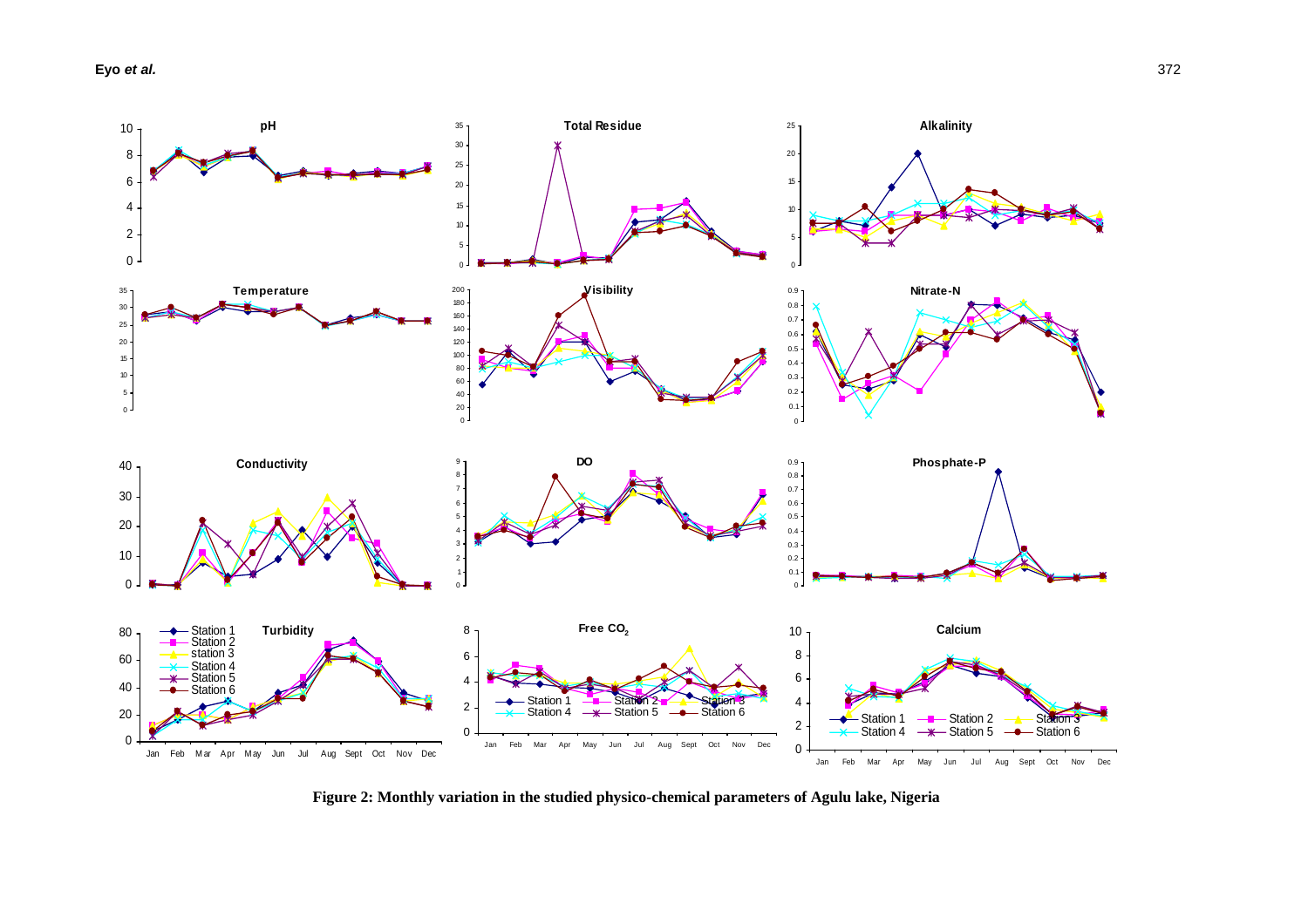**Figure 2: Monthly variation in the studied physico-chemical parameters of Agulu lake, Nigeria**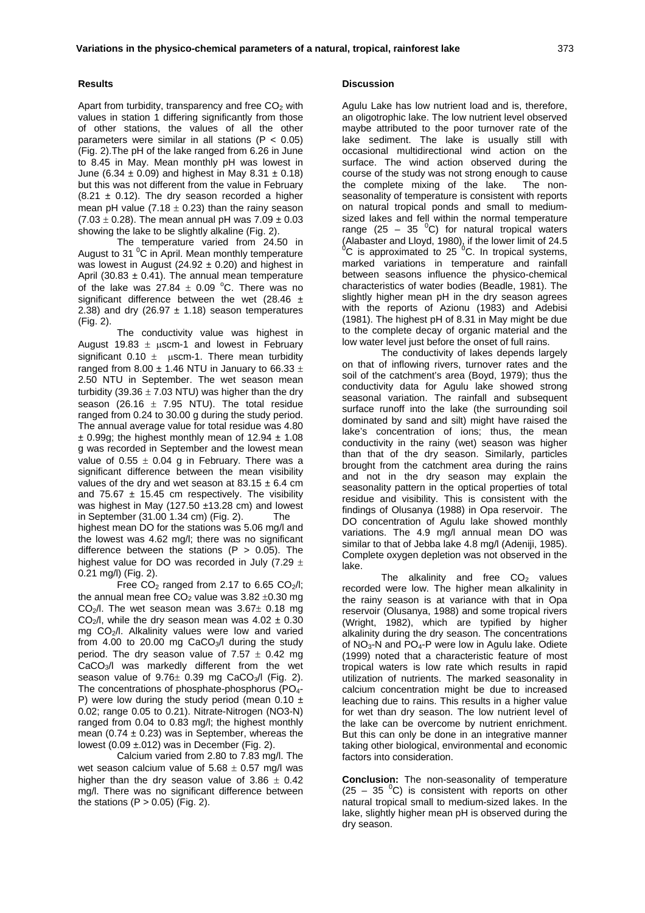## Results

Apart from turbidity, transparency and free $CO_2$ with values in station 1 differing significantly from those of other stations, the values of all the other parameters were similar in all stations ($P < 0.05$) (Fig. 2).The pH of the lake ranged from 6.26 in June to 8.45 in May. Mean monthly pH was lowest in June ($6.34 \pm 0.09$) and highest in May $8.31 \pm 0.18$) but this was not different from the value in February ($8.21 \pm 0.12$). The dry season recorded a higher mean pH value ($7.18 \pm 0.23$) than the rainy season ($7.03 \pm 0.28$). The mean annual pH was $7.09 \pm 0.03$ showing the lake to be slightly alkaline (Fig. 2).

The temperature varied from 24.50 in August to 31 $^0$C in April. Mean monthly temperature was lowest in August ($24.92 \pm 0.20$) and highest in April ($30.83 \pm 0.41$). The annual mean temperature of the lake was $27.84 \pm 0.09$ $^oC$. There was no significant difference between the wet ($28.46 \pm 2.38$) and dry ($26.97 \pm 1.18$) season temperatures (Fig. 2).

The conductivity value was highest in August $19.83 \pm$ μscm-1 and lowest in February significant $0.10 \pm$ μscm-1. There mean turbidity ranged from $8.00 \pm 1.46$ NTU in January to $66.33 \pm 2.50$ NTU in September. The wet season mean turbidity ($39.36 \pm 7.03$ NTU) was higher than the dry season ($26.16 \pm 7.95$ NTU). The total residue ranged from 0.24 to 30.00 g during the study period. The annual average value for total residue was 4.80 $\pm$ 0.99g; the highest monthly mean of $12.94 \pm 1.08$ g was recorded in September and the lowest mean value of $0.55 \pm 0.04$ g in February. There was a significant difference between the mean visibility values of the dry and wet season at $83.15 \pm 6.4$ cm and $75.67 \pm 15.45$ cm respectively. The visibility was highest in May (127.50 $\pm$13.28 cm) and lowest in September (31.00 1.34 cm) (Fig. 2). The highest mean DO for the stations was 5.06 mg/l and the lowest was 4.62 mg/l; there was no significant difference between the stations ($P > 0.05$). The highest value for DO was recorded in July ($7.29 \pm 0.21$ mg/l) (Fig. 2).

Free $CO_2$ ranged from 2.17 to 6.65 $CO_2$/l; the annual mean free $CO_2$ value was $3.82 \pm 0.30$ mg $CO_2$/l. The wet season mean was $3.67 \pm 0.18$ mg $CO_2$/l, while the dry season mean was $4.02 \pm 0.30$ mg $CO_2$/l. Alkalinity values were low and varied from 4.00 to 20.00 mg $CaCO_3$/l during the study period. The dry season value of $7.57 \pm 0.42$ mg $CaCO_3$/l was markedly different from the wet season value of $9.76 \pm 0.39$ mg $CaCO_3$/l (Fig. 2). The concentrations of phosphate-phosphorus ($PO_4$-P) were low during the study period (mean $0.10 \pm 0.02$; range 0.05 to 0.21). Nitrate-Nitrogen (NO3-N) ranged from 0.04 to 0.83 mg/l; the highest monthly mean ($0.74 \pm 0.23$) was in September, whereas the lowest ($0.09 \pm .012$) was in December (Fig. 2).

Calcium varied from 2.80 to 7.83 mg/l. The wet season calcium value of $5.68 \pm 0.57$ mg/l was higher than the dry season value of $3.86 \pm 0.42$ mg/l. There was no significant difference between the stations ($P > 0.05$) (Fig. 2).

## Discussion

Agulu Lake has low nutrient load and is, therefore, an oligotrophic lake. The low nutrient level observed maybe attributed to the poor turnover rate of the lake sediment. The lake is usually still with occasional multidirectional wind action on the surface. The wind action observed during the course of the study was not strong enough to cause the complete mixing of the lake. The non-seasonality of temperature is consistent with reports on natural tropical ponds and small to medium-sized lakes and fell within the normal temperature range (25 – 35 $^0$C) for natural tropical waters (Alabaster and Lloyd, 1980), if the lower limit of 24.5 $^0$C is approximated to 25 $^0$C. In tropical systems, marked variations in temperature and rainfall between seasons influence the physico-chemical characteristics of water bodies (Beadle, 1981). The slightly higher mean pH in the dry season agrees with the reports of Azionu (1983) and Adebisi (1981). The highest pH of 8.31 in May might be due to the complete decay of organic material and the low water level just before the onset of full rains.

The conductivity of lakes depends largely on that of inflowing rivers, turnover rates and the soil of the catchment's area (Boyd, 1979); thus the conductivity data for Agulu lake showed strong seasonal variation. The rainfall and subsequent surface runoff into the lake (the surrounding soil dominated by sand and silt) might have raised the lake's concentration of ions; thus, the mean conductivity in the rainy (wet) season was higher than that of the dry season. Similarly, particles brought from the catchment area during the rains and not in the dry season may explain the seasonality pattern in the optical properties of total residue and visibility. This is consistent with the findings of Olusanya (1988) in Opa reservoir. The DO concentration of Agulu lake showed monthly variations. The 4.9 mg/l annual mean DO was similar to that of Jebba lake 4.8 mg/l (Adeniji, 1985). Complete oxygen depletion was not observed in the lake.

The alkalinity and free $CO_2$ values recorded were low. The higher mean alkalinity in the rainy season is at variance with that in Opa reservoir (Olusanya, 1988) and some tropical rivers (Wright, 1982), which are typified by higher alkalinity during the dry season. The concentrations of $NO_3$-N and $PO_4$-P were low in Agulu lake. Odiete (1999) noted that a characteristic feature of most tropical waters is low rate which results in rapid utilization of nutrients. The marked seasonality in calcium concentration might be due to increased leaching due to rains. This results in a higher value for wet than dry season. The low nutrient level of the lake can be overcome by nutrient enrichment. But this can only be done in an integrative manner taking other biological, environmental and economic factors into consideration.

**Conclusion:** The non-seasonality of temperature (25 – 35 $^0$C) is consistent with reports on other natural tropical small to medium-sized lakes. In the lake, slightly higher mean pH is observed during the dry season.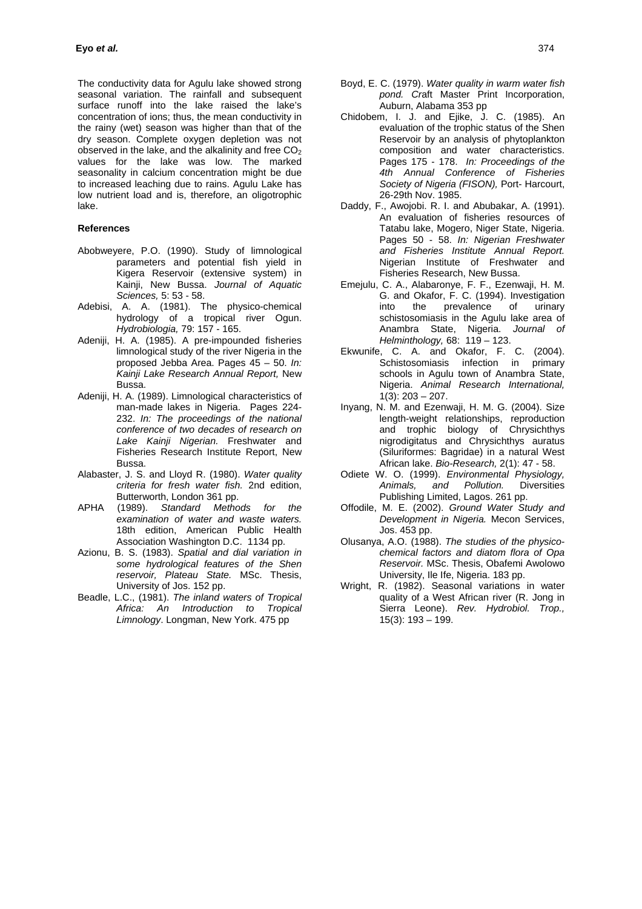The conductivity data for Agulu lake showed strong seasonal variation. The rainfall and subsequent surface runoff into the lake raised the lake's concentration of ions; thus, the mean conductivity in the rainy (wet) season was higher than that of the dry season. Complete oxygen depletion was not observed in the lake, and the alkalinity and free $CO_2$ values for the lake was low. The marked seasonality in calcium concentration might be due to increased leaching due to rains. Agulu Lake has low nutrient load and is, therefore, an oligotrophic lake.

**References**

Abobweyere, P.O. (1990). Study of limnological parameters and potential fish yield in Kigera Reservoir (extensive system) in Kainji, New Bussa. *Journal of Aquatic Sciences,* 5: 53 - 58.

Adebisi, A. A. (1981). The physico-chemical hydrology of a tropical river Ogun. *Hydrobiologia,* 79: 157 - 165.

Adeniji, H. A. (1985). A pre-impounded fisheries limnological study of the river Nigeria in the proposed Jebba Area. Pages 45 – 50. *In: Kainji Lake Research Annual Report,* New Bussa.

Adeniji, H. A. (1989). Limnological characteristics of man-made lakes in Nigeria. Pages 224-232. *In: The proceedings of the national conference of two decades of research on Lake Kainji Nigerian.* Freshwater and Fisheries Research Institute Report, New Bussa.

Alabaster, J. S. and Lloyd R. (1980). *Water quality criteria for fresh water fish.* 2nd edition, Butterworth, London 361 pp.

APHA (1989). *Standard Methods for the examination of water and waste waters.* 18th edition, American Public Health Association Washington D.C. 1134 pp.

Azionu, B. S. (1983). *Spatial and dial variation in some hydrological features of the Shen reservoir, Plateau State.* MSc. Thesis, University of Jos. 152 pp.

Beadle, L.C., (1981). *The inland waters of Tropical Africa: An Introduction to Tropical Limnology*. Longman, New York. 475 pp

Boyd, E. C. (1979). *Water quality in warm water fish pond. Cr*aft Master Print Incorporation, Auburn, Alabama 353 pp

Chidobem, I. J. and Ejike, J. C. (1985). An evaluation of the trophic status of the Shen Reservoir by an analysis of phytoplankton composition and water characteristics. Pages 175 - 178. *In: Proceedings of the 4th Annual Conference of Fisheries Society of Nigeria (FISON),* Port- Harcourt, 26-29th Nov. 1985.

Daddy, F., Awojobi. R. I. and Abubakar, A. (1991). An evaluation of fisheries resources of Tatabu lake, Mogero, Niger State, Nigeria. Pages 50 - 58. *In: Nigerian Freshwater and Fisheries Institute Annual Report.* Nigerian Institute of Freshwater and Fisheries Research, New Bussa.

Emejulu, C. A., Alabaronye, F. F., Ezenwaji, H. M. G. and Okafor, F. C. (1994). Investigation into the prevalence of urinary schistosomiasis in the Agulu lake area of Anambra State, Nigeria. *Journal of Helminthology,* 68: 119 – 123.

Ekwunife, C. A. and Okafor, F. C. (2004). Schistosomiasis infection in primary schools in Agulu town of Anambra State, Nigeria. *Animal Research International,* 1(3): 203 – 207.

Inyang, N. M. and Ezenwaji, H. M. G. (2004). Size length-weight relationships, reproduction and trophic biology of Chrysichthys nigrodigitatus and Chrysichthys auratus (Siluriformes: Bagridae) in a natural West African lake. *Bio-Research,* 2(1): 47 - 58.

Odiete W. O. (1999). *Environmental Physiology, Animals, and Pollution.* Diversities Publishing Limited, Lagos. 261 pp.

Offodile, M. E. (2002). *Ground Water Study and Development in Nigeria.* Mecon Services, Jos. 453 pp.

Olusanya, A.O. (1988). *The studies of the physico-chemical factors and diatom flora of Opa Reservoir.* MSc. Thesis, Obafemi Awolowo University, Ile Ife, Nigeria. 183 pp.

Wright, R. (1982). Seasonal variations in water quality of a West African river (R. Jong in Sierra Leone). *Rev. Hydrobiol. Trop.,* 15(3): 193 – 199.